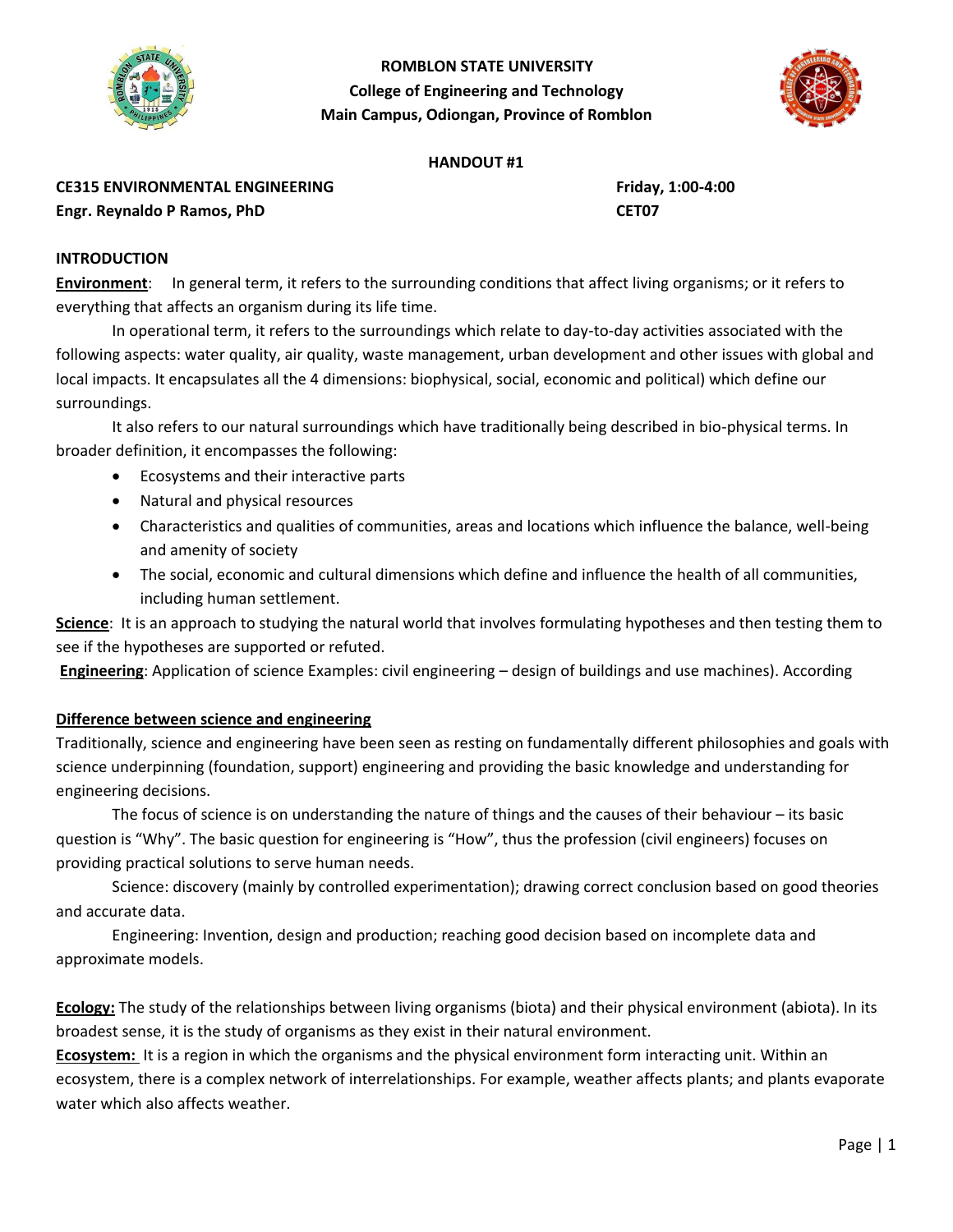**ROMBLON STATE UNIVERSITY**
**College of Engineering and Technology**
**Main Campus, Odiongan, Province of Romblon**

**HANDOUT #1**

**CE315 ENVIRONMENTAL ENGINEERING** **Friday, 1:00-4:00**
**Engr. Reynaldo P Ramos, PhD** **CET07**

## INTRODUCTION

**Environment**: In general term, it refers to the surrounding conditions that affect living organisms; or it refers to everything that affects an organism during its life time.

In operational term, it refers to the surroundings which relate to day-to-day activities associated with the following aspects: water quality, air quality, waste management, urban development and other issues with global and local impacts. It encapsulates all the 4 dimensions: biophysical, social, economic and political) which define our surroundings.

It also refers to our natural surroundings which have traditionally being described in bio-physical terms. In broader definition, it encompasses the following:

- Ecosystems and their interactive parts
- Natural and physical resources
- Characteristics and qualities of communities, areas and locations which influence the balance, well-being and amenity of society
- The social, economic and cultural dimensions which define and influence the health of all communities, including human settlement.

**Science**: It is an approach to studying the natural world that involves formulating hypotheses and then testing them to see if the hypotheses are supported or refuted.

**Engineering**: Application of science Examples: civil engineering – design of buildings and use machines). According

**Difference between science and engineering**

Traditionally, science and engineering have been seen as resting on fundamentally different philosophies and goals with science underpinning (foundation, support) engineering and providing the basic knowledge and understanding for engineering decisions.

The focus of science is on understanding the nature of things and the causes of their behaviour – its basic question is "Why". The basic question for engineering is "How", thus the profession (civil engineers) focuses on providing practical solutions to serve human needs.

Science: discovery (mainly by controlled experimentation); drawing correct conclusion based on good theories and accurate data.

Engineering: Invention, design and production; reaching good decision based on incomplete data and approximate models.

**Ecology:** The study of the relationships between living organisms (biota) and their physical environment (abiota). In its broadest sense, it is the study of organisms as they exist in their natural environment.

**Ecosystem:** It is a region in which the organisms and the physical environment form interacting unit. Within an ecosystem, there is a complex network of interrelationships. For example, weather affects plants; and plants evaporate water which also affects weather.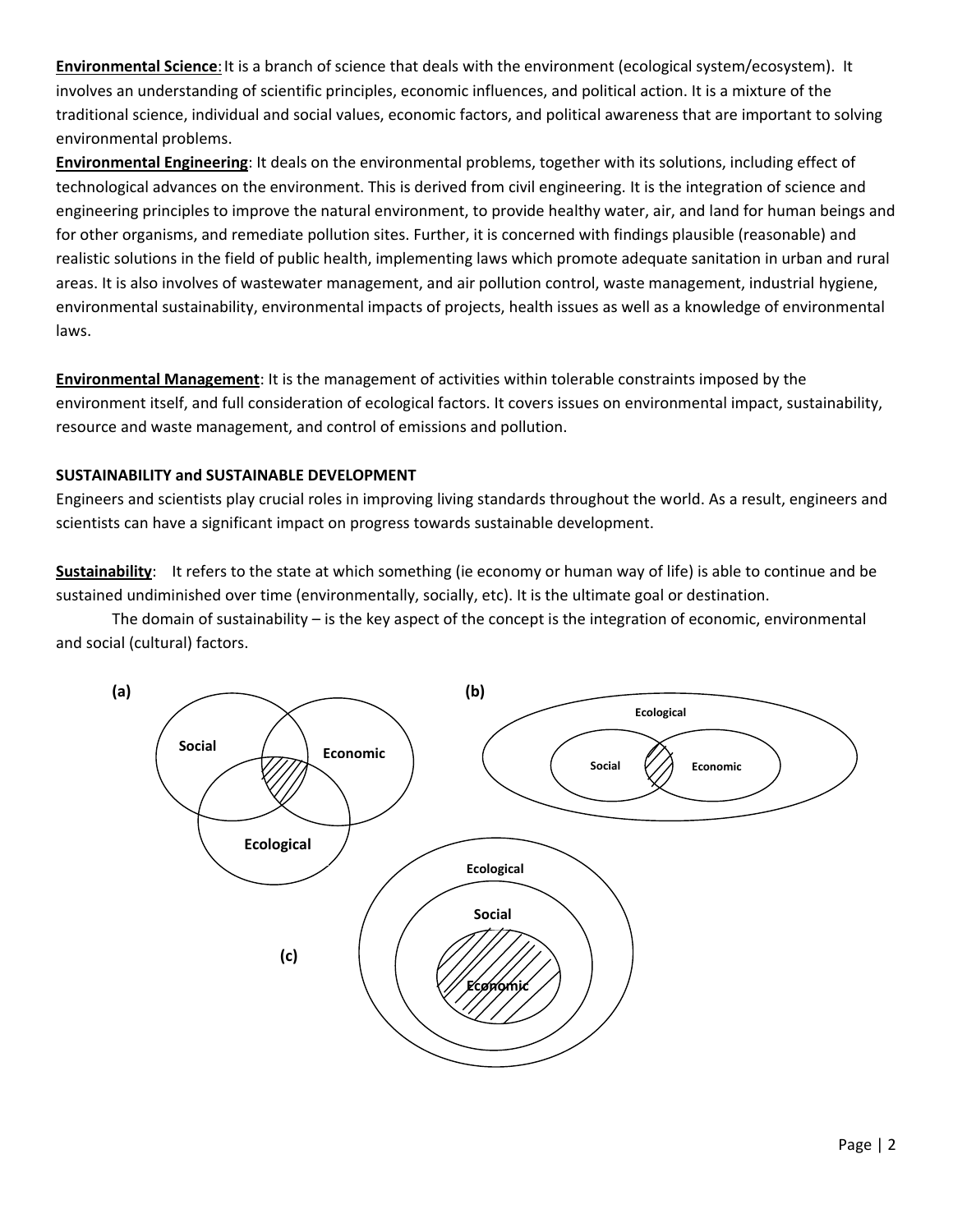**Environmental Science**: It is a branch of science that deals with the environment (ecological system/ecosystem). It involves an understanding of scientific principles, economic influences, and political action. It is a mixture of the traditional science, individual and social values, economic factors, and political awareness that are important to solving environmental problems.

**Environmental Engineering**: It deals on the environmental problems, together with its solutions, including effect of technological advances on the environment. This is derived from civil engineering. It is the integration of science and engineering principles to improve the natural environment, to provide healthy water, air, and land for human beings and for other organisms, and remediate pollution sites. Further, it is concerned with findings plausible (reasonable) and realistic solutions in the field of public health, implementing laws which promote adequate sanitation in urban and rural areas. It is also involves of wastewater management, and air pollution control, waste management, industrial hygiene, environmental sustainability, environmental impacts of projects, health issues as well as a knowledge of environmental laws.

**Environmental Management**: It is the management of activities within tolerable constraints imposed by the environment itself, and full consideration of ecological factors. It covers issues on environmental impact, sustainability, resource and waste management, and control of emissions and pollution.

**SUSTAINABILITY and SUSTAINABLE DEVELOPMENT**

Engineers and scientists play crucial roles in improving living standards throughout the world. As a result, engineers and scientists can have a significant impact on progress towards sustainable development.

**Sustainability**: It refers to the state at which something (ie economy or human way of life) is able to continue and be sustained undiminished over time (environmentally, socially, etc). It is the ultimate goal or destination.

The domain of sustainability – is the key aspect of the concept is the integration of economic, environmental and social (cultural) factors.

(a)
Social
Economic
Ecological

(b)
Ecological
Social
Economic

(c)
Ecological
Social
Economic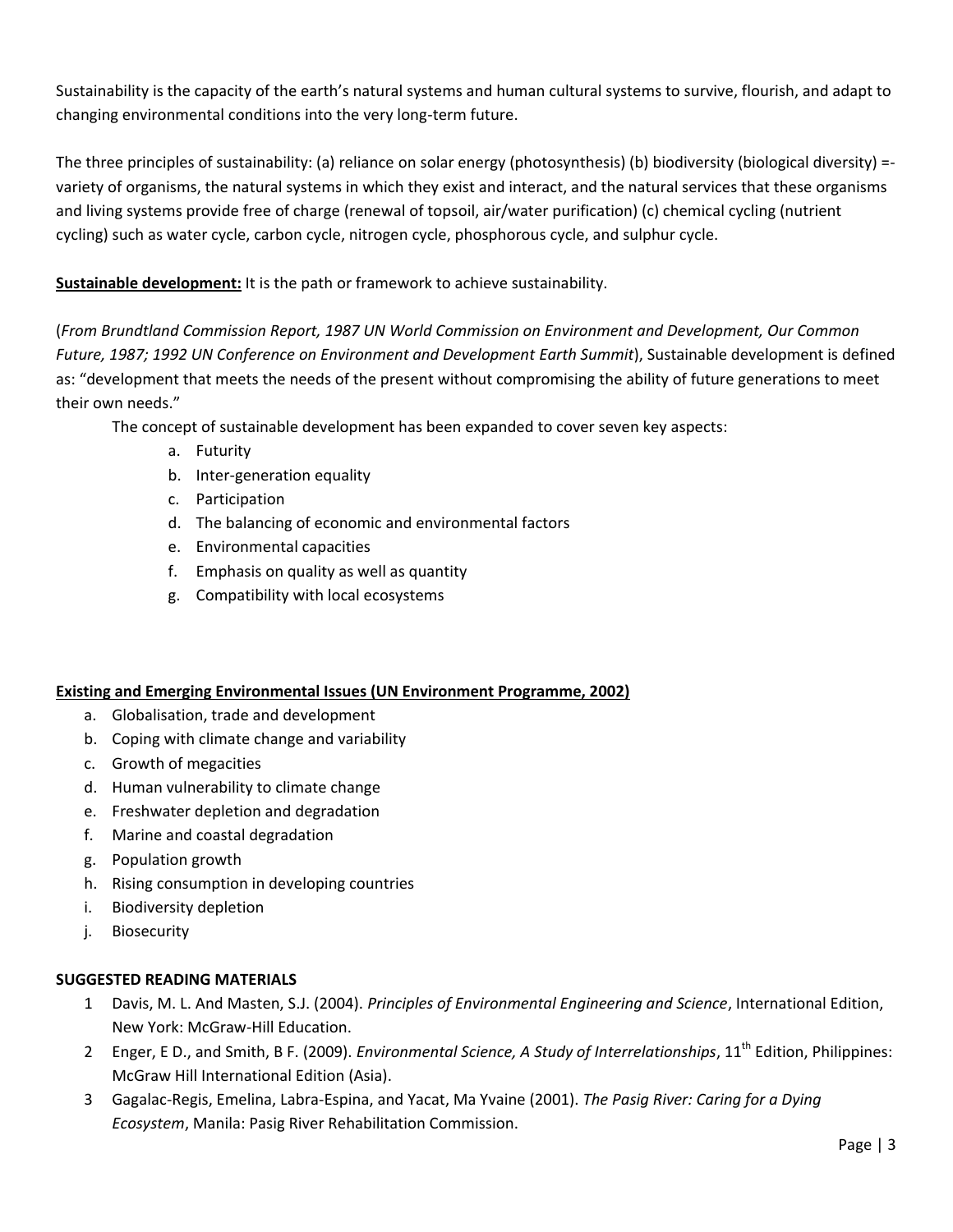Sustainability is the capacity of the earth's natural systems and human cultural systems to survive, flourish, and adapt to changing environmental conditions into the very long-term future.

The three principles of sustainability: (a) reliance on solar energy (photosynthesis) (b) biodiversity (biological diversity) =- variety of organisms, the natural systems in which they exist and interact, and the natural services that these organisms and living systems provide free of charge (renewal of topsoil, air/water purification) (c) chemical cycling (nutrient cycling) such as water cycle, carbon cycle, nitrogen cycle, phosphorous cycle, and sulphur cycle.

**Sustainable development:** It is the path or framework to achieve sustainability.

(*From Brundtland Commission Report, 1987 UN World Commission on Environment and Development, Our Common Future, 1987; 1992 UN Conference on Environment and Development Earth Summit*), Sustainable development is defined as: "development that meets the needs of the present without compromising the ability of future generations to meet their own needs."

The concept of sustainable development has been expanded to cover seven key aspects:

a. Futurity
b. Inter-generation equality
c. Participation
d. The balancing of economic and environmental factors
e. Environmental capacities
f. Emphasis on quality as well as quantity
g. Compatibility with local ecosystems

**Existing and Emerging Environmental Issues (UN Environment Programme, 2002)**

a. Globalisation, trade and development
b. Coping with climate change and variability
c. Growth of megacities
d. Human vulnerability to climate change
e. Freshwater depletion and degradation
f. Marine and coastal degradation
g. Population growth
h. Rising consumption in developing countries
i. Biodiversity depletion
j. Biosecurity

**SUGGESTED READING MATERIALS**

1. Davis, M. L. And Masten, S.J. (2004). *Principles of Environmental Engineering and Science*, International Edition, New York: McGraw-Hill Education.
2. Enger, E D., and Smith, B F. (2009). *Environmental Science, A Study of Interrelationships*, 11th Edition, Philippines: McGraw Hill International Edition (Asia).
3. Gagalac-Regis, Emelina, Labra-Espina, and Yacat, Ma Yvaine (2001). *The Pasig River: Caring for a Dying Ecosystem*, Manila: Pasig River Rehabilitation Commission.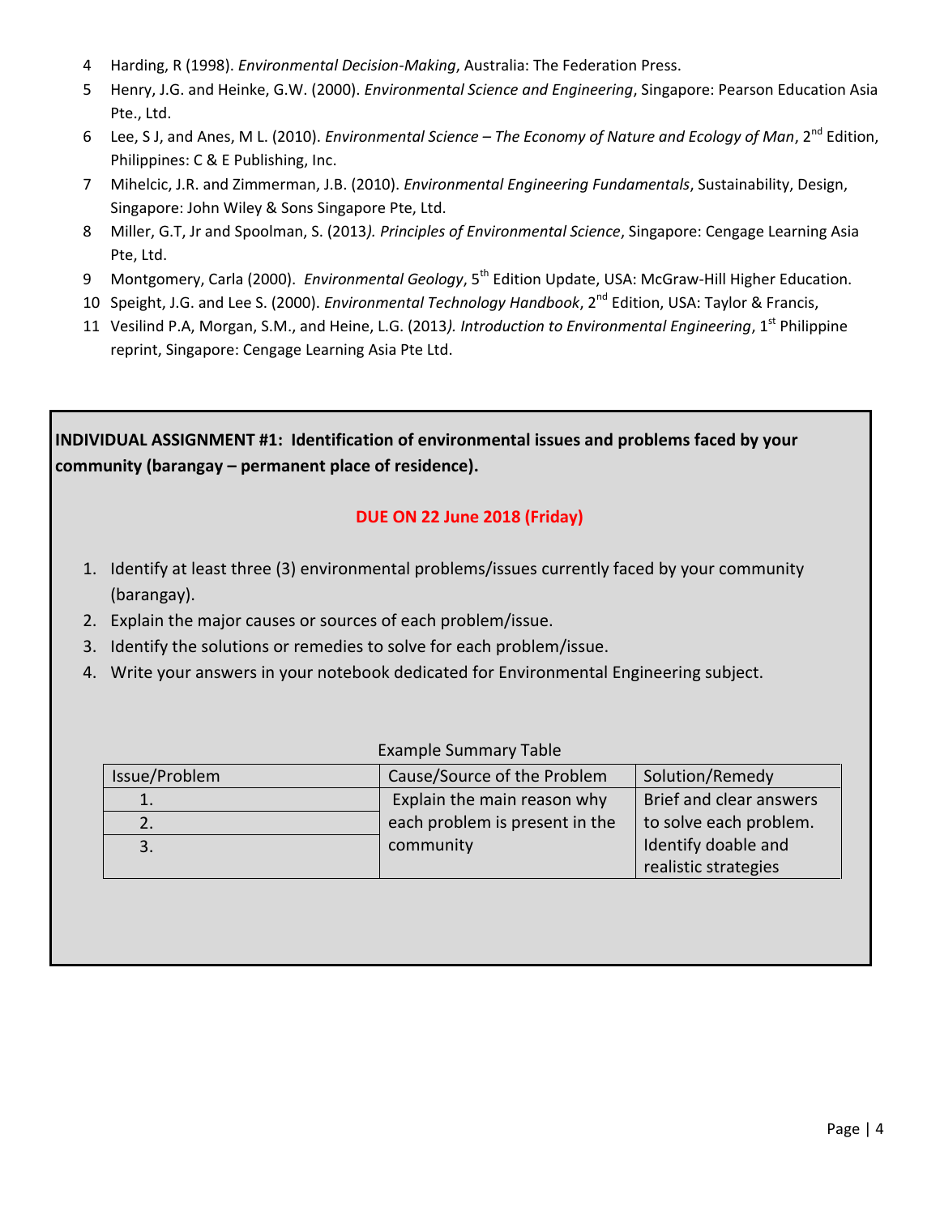4. Harding, R (1998). *Environmental Decision-Making*, Australia: The Federation Press.
5. Henry, J.G. and Heinke, G.W. (2000). *Environmental Science and Engineering*, Singapore: Pearson Education Asia Pte., Ltd.
6. Lee, S J, and Anes, M L. (2010). *Environmental Science – The Economy of Nature and Ecology of Man*, 2nd Edition, Philippines: C & E Publishing, Inc.
7. Mihelcic, J.R. and Zimmerman, J.B. (2010). *Environmental Engineering Fundamentals*, Sustainability, Design, Singapore: John Wiley & Sons Singapore Pte, Ltd.
8. Miller, G.T, Jr and Spoolman, S. (2013*). Principles of Environmental Science*, Singapore: Cengage Learning Asia Pte, Ltd.
9. Montgomery, Carla (2000). *Environmental Geology*, 5th Edition Update, USA: McGraw-Hill Higher Education.
10. Speight, J.G. and Lee S. (2000). *Environmental Technology Handbook*, 2nd Edition, USA: Taylor & Francis,
11. Vesilind P.A, Morgan, S.M., and Heine, L.G. (2013*). Introduction to Environmental Engineering*, 1st Philippine reprint, Singapore: Cengage Learning Asia Pte Ltd.

**INDIVIDUAL ASSIGNMENT #1: Identification of environmental issues and problems faced by your community (barangay – permanent place of residence).**

**DUE ON 22 June 2018 (Friday)**

1. Identify at least three (3) environmental problems/issues currently faced by your community (barangay).
2. Explain the major causes or sources of each problem/issue.
3. Identify the solutions or remedies to solve for each problem/issue.
4. Write your answers in your notebook dedicated for Environmental Engineering subject.

Example Summary Table

| Issue/Problem | Cause/Source of the Problem | Solution/Remedy |
|---|---|---|
| 1. | Explain the main reason why each problem is present in the community | Brief and clear answers to solve each problem. Identify doable and realistic strategies |
| 2. | | |
| 3. | | |